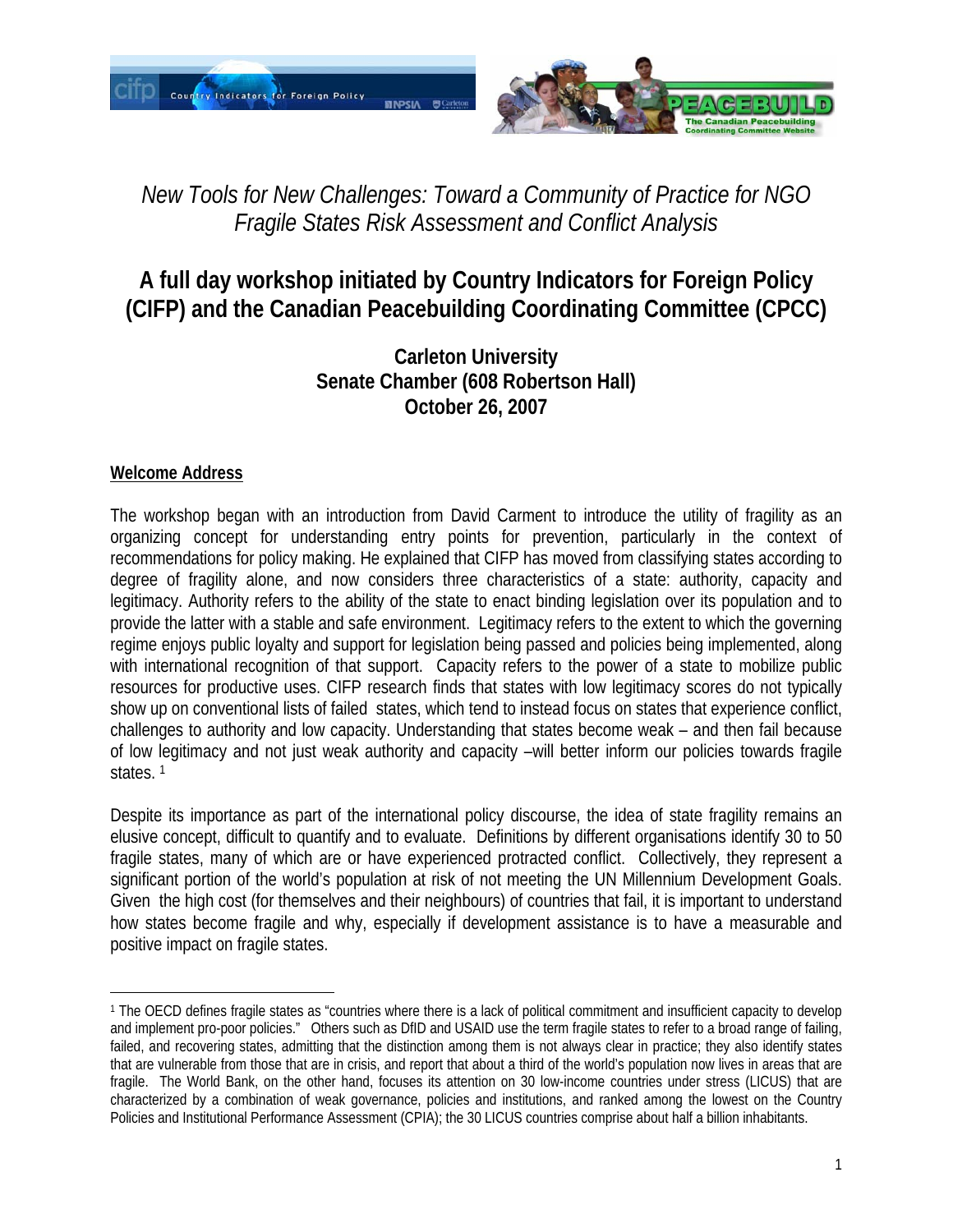*New Tools for New Challenges: Toward a Community of Practice for NGO Fragile States Risk Assessment and Conflict Analysis*

# A full day workshop initiated by Country Indicators for Foreign Policy (CIFP) and the Canadian Peacebuilding Coordinating Committee (CPCC)

**Carleton University**
**Senate Chamber (608 Robertson Hall)**
**October 26, 2007**

**Welcome Address**

The workshop began with an introduction from David Carment to introduce the utility of fragility as an organizing concept for understanding entry points for prevention, particularly in the context of recommendations for policy making. He explained that CIFP has moved from classifying states according to degree of fragility alone, and now considers three characteristics of a state: authority, capacity and legitimacy. Authority refers to the ability of the state to enact binding legislation over its population and to provide the latter with a stable and safe environment. Legitimacy refers to the extent to which the governing regime enjoys public loyalty and support for legislation being passed and policies being implemented, along with international recognition of that support. Capacity refers to the power of a state to mobilize public resources for productive uses. CIFP research finds that states with low legitimacy scores do not typically show up on conventional lists of failed states, which tend to instead focus on states that experience conflict, challenges to authority and low capacity. Understanding that states become weak – and then fail because of low legitimacy and not just weak authority and capacity –will better inform our policies towards fragile states. [1]

Despite its importance as part of the international policy discourse, the idea of state fragility remains an elusive concept, difficult to quantify and to evaluate. Definitions by different organisations identify 30 to 50 fragile states, many of which are or have experienced protracted conflict. Collectively, they represent a significant portion of the world's population at risk of not meeting the UN Millennium Development Goals. Given the high cost (for themselves and their neighbours) of countries that fail, it is important to understand how states become fragile and why, especially if development assistance is to have a measurable and positive impact on fragile states.

[1] The OECD defines fragile states as "countries where there is a lack of political commitment and insufficient capacity to develop and implement pro-poor policies." Others such as DfID and USAID use the term fragile states to refer to a broad range of failing, failed, and recovering states, admitting that the distinction among them is not always clear in practice; they also identify states that are vulnerable from those that are in crisis, and report that about a third of the world's population now lives in areas that are fragile. The World Bank, on the other hand, focuses its attention on 30 low-income countries under stress (LICUS) that are characterized by a combination of weak governance, policies and institutions, and ranked among the lowest on the Country Policies and Institutional Performance Assessment (CPIA); the 30 LICUS countries comprise about half a billion inhabitants.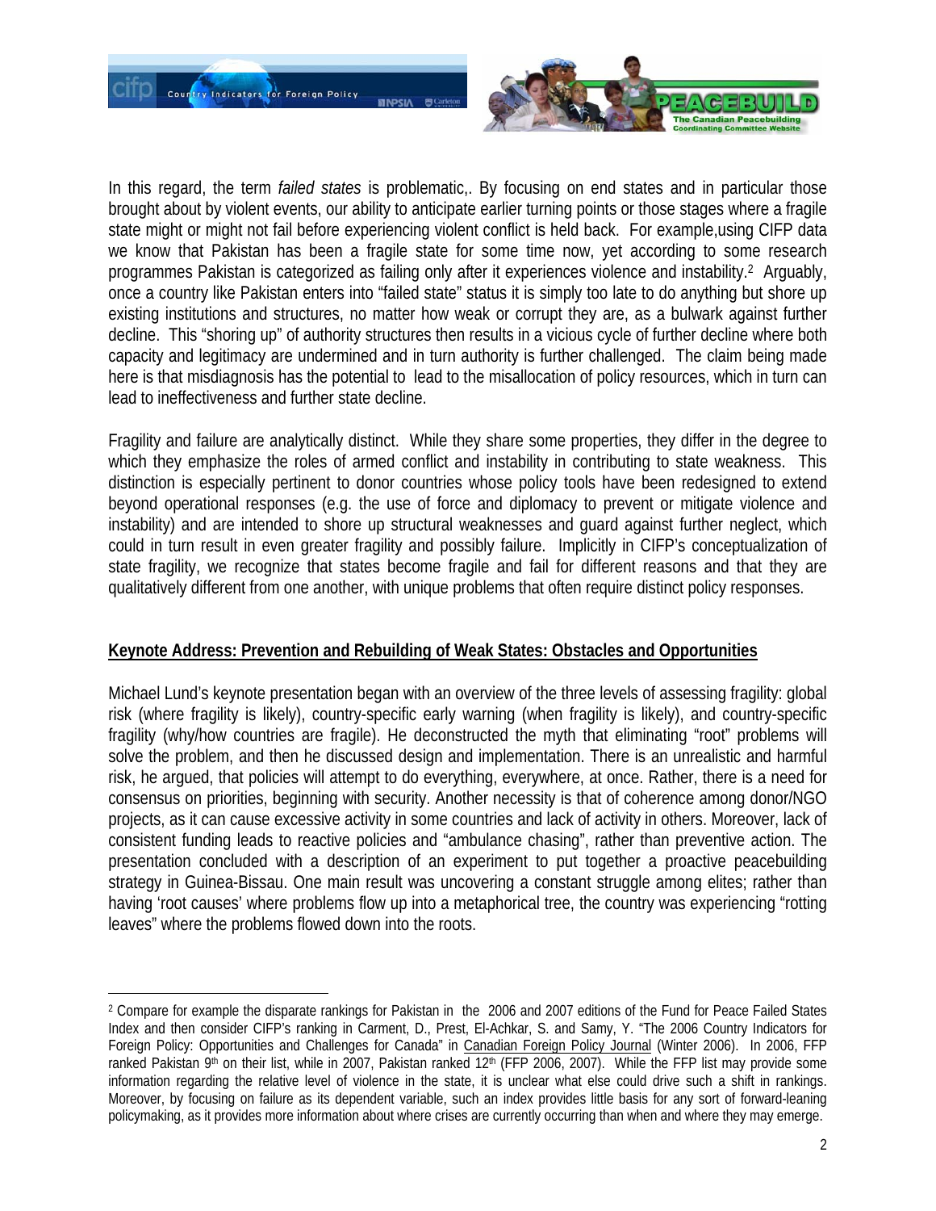In this regard, the term *failed states* is problematic,. By focusing on end states and in particular those brought about by violent events, our ability to anticipate earlier turning points or those stages where a fragile state might or might not fail before experiencing violent conflict is held back. For example,using CIFP data we know that Pakistan has been a fragile state for some time now, yet according to some research programmes Pakistan is categorized as failing only after it experiences violence and instability.[2] Arguably, once a country like Pakistan enters into "failed state" status it is simply too late to do anything but shore up existing institutions and structures, no matter how weak or corrupt they are, as a bulwark against further decline. This "shoring up" of authority structures then results in a vicious cycle of further decline where both capacity and legitimacy are undermined and in turn authority is further challenged. The claim being made here is that misdiagnosis has the potential to lead to the misallocation of policy resources, which in turn can lead to ineffectiveness and further state decline.

Fragility and failure are analytically distinct. While they share some properties, they differ in the degree to which they emphasize the roles of armed conflict and instability in contributing to state weakness. This distinction is especially pertinent to donor countries whose policy tools have been redesigned to extend beyond operational responses (e.g. the use of force and diplomacy to prevent or mitigate violence and instability) and are intended to shore up structural weaknesses and guard against further neglect, which could in turn result in even greater fragility and possibly failure. Implicitly in CIFP's conceptualization of state fragility, we recognize that states become fragile and fail for different reasons and that they are qualitatively different from one another, with unique problems that often require distinct policy responses.

**Keynote Address: Prevention and Rebuilding of Weak States: Obstacles and Opportunities**

Michael Lund's keynote presentation began with an overview of the three levels of assessing fragility: global risk (where fragility is likely), country-specific early warning (when fragility is likely), and country-specific fragility (why/how countries are fragile). He deconstructed the myth that eliminating "root" problems will solve the problem, and then he discussed design and implementation. There is an unrealistic and harmful risk, he argued, that policies will attempt to do everything, everywhere, at once. Rather, there is a need for consensus on priorities, beginning with security. Another necessity is that of coherence among donor/NGO projects, as it can cause excessive activity in some countries and lack of activity in others. Moreover, lack of consistent funding leads to reactive policies and "ambulance chasing", rather than preventive action. The presentation concluded with a description of an experiment to put together a proactive peacebuilding strategy in Guinea-Bissau. One main result was uncovering a constant struggle among elites; rather than having 'root causes' where problems flow up into a metaphorical tree, the country was experiencing "rotting leaves" where the problems flowed down into the roots.

---

[2] Compare for example the disparate rankings for Pakistan in the 2006 and 2007 editions of the Fund for Peace Failed States Index and then consider CIFP's ranking in Carment, D., Prest, El-Achkar, S. and Samy, Y. "The 2006 Country Indicators for Foreign Policy: Opportunities and Challenges for Canada" in Canadian Foreign Policy Journal (Winter 2006). In 2006, FFP ranked Pakistan 9th on their list, while in 2007, Pakistan ranked 12th (FFP 2006, 2007). While the FFP list may provide some information regarding the relative level of violence in the state, it is unclear what else could drive such a shift in rankings. Moreover, by focusing on failure as its dependent variable, such an index provides little basis for any sort of forward-leaning policymaking, as it provides more information about where crises are currently occurring than when and where they may emerge.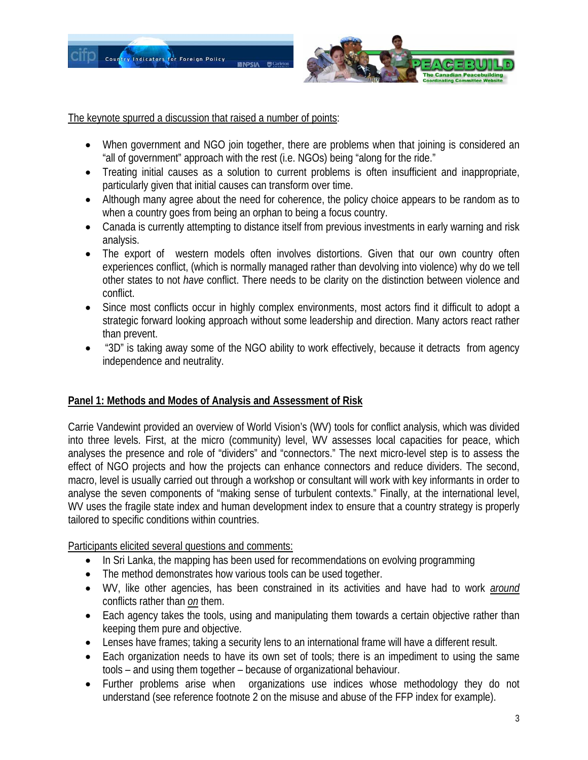The keynote spurred a discussion that raised a number of points:

- When government and NGO join together, there are problems when that joining is considered an "all of government" approach with the rest (i.e. NGOs) being "along for the ride."
- Treating initial causes as a solution to current problems is often insufficient and inappropriate, particularly given that initial causes can transform over time.
- Although many agree about the need for coherence, the policy choice appears to be random as to when a country goes from being an orphan to being a focus country.
- Canada is currently attempting to distance itself from previous investments in early warning and risk analysis.
- The export of western models often involves distortions. Given that our own country often experiences conflict, (which is normally managed rather than devolving into violence) why do we tell other states to not *have* conflict. There needs to be clarity on the distinction between violence and conflict.
- Since most conflicts occur in highly complex environments, most actors find it difficult to adopt a strategic forward looking approach without some leadership and direction. Many actors react rather than prevent.
- "3D" is taking away some of the NGO ability to work effectively, because it detracts from agency independence and neutrality.

## Panel 1: Methods and Modes of Analysis and Assessment of Risk

Carrie Vandewint provided an overview of World Vision's (WV) tools for conflict analysis, which was divided into three levels. First, at the micro (community) level, WV assesses local capacities for peace, which analyses the presence and role of "dividers" and "connectors." The next micro-level step is to assess the effect of NGO projects and how the projects can enhance connectors and reduce dividers. The second, macro, level is usually carried out through a workshop or consultant will work with key informants in order to analyse the seven components of "making sense of turbulent contexts." Finally, at the international level, WV uses the fragile state index and human development index to ensure that a country strategy is properly tailored to specific conditions within countries.

Participants elicited several questions and comments:

- In Sri Lanka, the mapping has been used for recommendations on evolving programming
- The method demonstrates how various tools can be used together.
- WV, like other agencies, has been constrained in its activities and have had to work *around* conflicts rather than *on* them.
- Each agency takes the tools, using and manipulating them towards a certain objective rather than keeping them pure and objective.
- Lenses have frames; taking a security lens to an international frame will have a different result.
- Each organization needs to have its own set of tools; there is an impediment to using the same tools – and using them together – because of organizational behaviour.
- Further problems arise when organizations use indices whose methodology they do not understand (see reference footnote 2 on the misuse and abuse of the FFP index for example).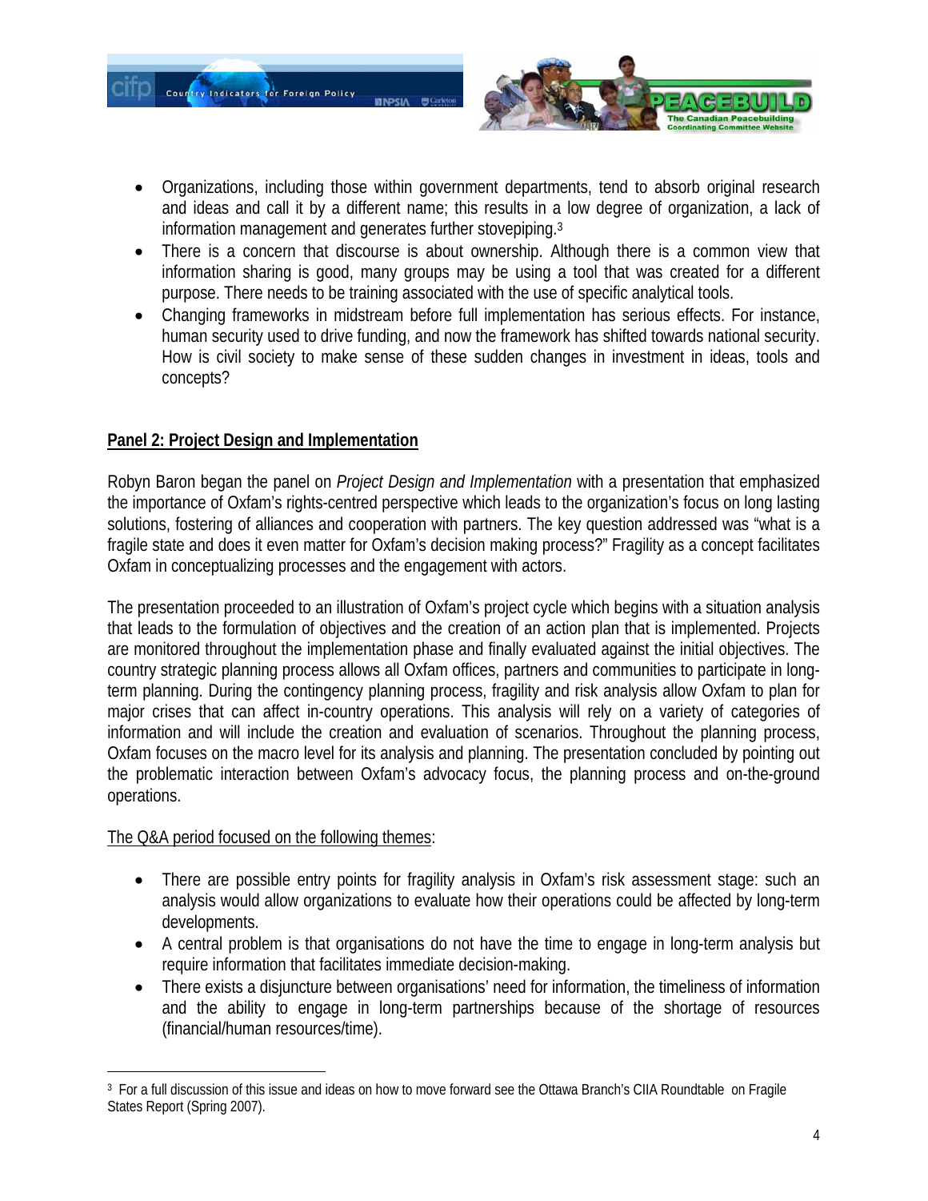- Organizations, including those within government departments, tend to absorb original research and ideas and call it by a different name; this results in a low degree of organization, a lack of information management and generates further stovepiping.[3]
- There is a concern that discourse is about ownership. Although there is a common view that information sharing is good, many groups may be using a tool that was created for a different purpose. There needs to be training associated with the use of specific analytical tools.
- Changing frameworks in midstream before full implementation has serious effects. For instance, human security used to drive funding, and now the framework has shifted towards national security. How is civil society to make sense of these sudden changes in investment in ideas, tools and concepts?

## Panel 2: Project Design and Implementation

Robyn Baron began the panel on *Project Design and Implementation* with a presentation that emphasized the importance of Oxfam's rights-centred perspective which leads to the organization's focus on long lasting solutions, fostering of alliances and cooperation with partners. The key question addressed was "what is a fragile state and does it even matter for Oxfam's decision making process?" Fragility as a concept facilitates Oxfam in conceptualizing processes and the engagement with actors.

The presentation proceeded to an illustration of Oxfam's project cycle which begins with a situation analysis that leads to the formulation of objectives and the creation of an action plan that is implemented. Projects are monitored throughout the implementation phase and finally evaluated against the initial objectives. The country strategic planning process allows all Oxfam offices, partners and communities to participate in long-term planning. During the contingency planning process, fragility and risk analysis allow Oxfam to plan for major crises that can affect in-country operations. This analysis will rely on a variety of categories of information and will include the creation and evaluation of scenarios. Throughout the planning process, Oxfam focuses on the macro level for its analysis and planning. The presentation concluded by pointing out the problematic interaction between Oxfam's advocacy focus, the planning process and on-the-ground operations.

The Q&A period focused on the following themes:

- There are possible entry points for fragility analysis in Oxfam's risk assessment stage: such an analysis would allow organizations to evaluate how their operations could be affected by long-term developments.
- A central problem is that organisations do not have the time to engage in long-term analysis but require information that facilitates immediate decision-making.
- There exists a disjuncture between organisations' need for information, the timeliness of information and the ability to engage in long-term partnerships because of the shortage of resources (financial/human resources/time).

---

[3] For a full discussion of this issue and ideas on how to move forward see the Ottawa Branch's CIIA Roundtable on Fragile States Report (Spring 2007).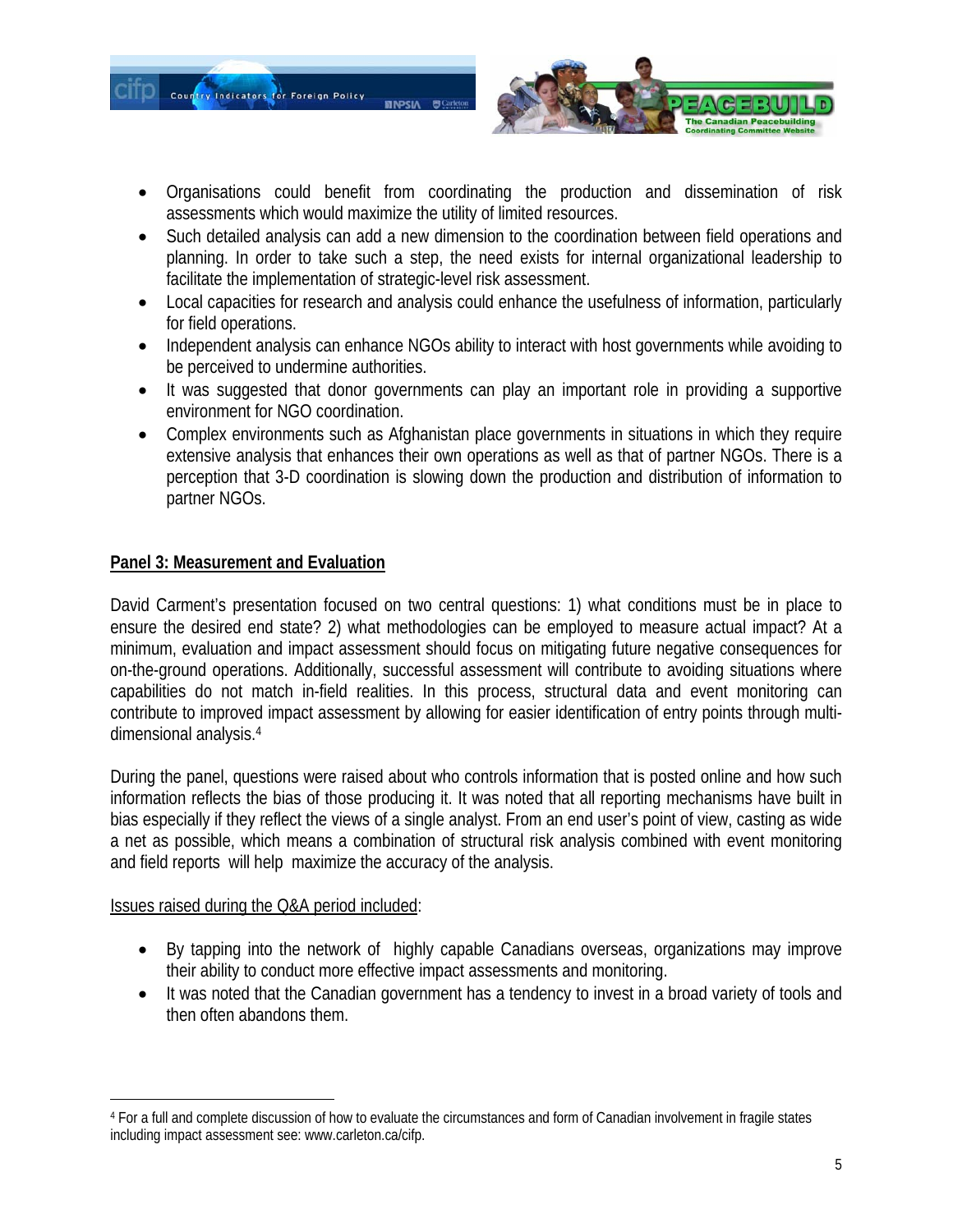- Organisations could benefit from coordinating the production and dissemination of risk assessments which would maximize the utility of limited resources.
- Such detailed analysis can add a new dimension to the coordination between field operations and planning. In order to take such a step, the need exists for internal organizational leadership to facilitate the implementation of strategic-level risk assessment.
- Local capacities for research and analysis could enhance the usefulness of information, particularly for field operations.
- Independent analysis can enhance NGOs ability to interact with host governments while avoiding to be perceived to undermine authorities.
- It was suggested that donor governments can play an important role in providing a supportive environment for NGO coordination.
- Complex environments such as Afghanistan place governments in situations in which they require extensive analysis that enhances their own operations as well as that of partner NGOs. There is a perception that 3-D coordination is slowing down the production and distribution of information to partner NGOs.

**Panel 3: Measurement and Evaluation**

David Carment's presentation focused on two central questions: 1) what conditions must be in place to ensure the desired end state? 2) what methodologies can be employed to measure actual impact? At a minimum, evaluation and impact assessment should focus on mitigating future negative consequences for on-the-ground operations. Additionally, successful assessment will contribute to avoiding situations where capabilities do not match in-field realities. In this process, structural data and event monitoring can contribute to improved impact assessment by allowing for easier identification of entry points through multi-dimensional analysis.[4]

During the panel, questions were raised about who controls information that is posted online and how such information reflects the bias of those producing it. It was noted that all reporting mechanisms have built in bias especially if they reflect the views of a single analyst. From an end user's point of view, casting as wide a net as possible, which means a combination of structural risk analysis combined with event monitoring and field reports will help maximize the accuracy of the analysis.

Issues raised during the Q&A period included:

- By tapping into the network of highly capable Canadians overseas, organizations may improve their ability to conduct more effective impact assessments and monitoring.
- It was noted that the Canadian government has a tendency to invest in a broad variety of tools and then often abandons them.

[4] For a full and complete discussion of how to evaluate the circumstances and form of Canadian involvement in fragile states including impact assessment see: www.carleton.ca/cifp.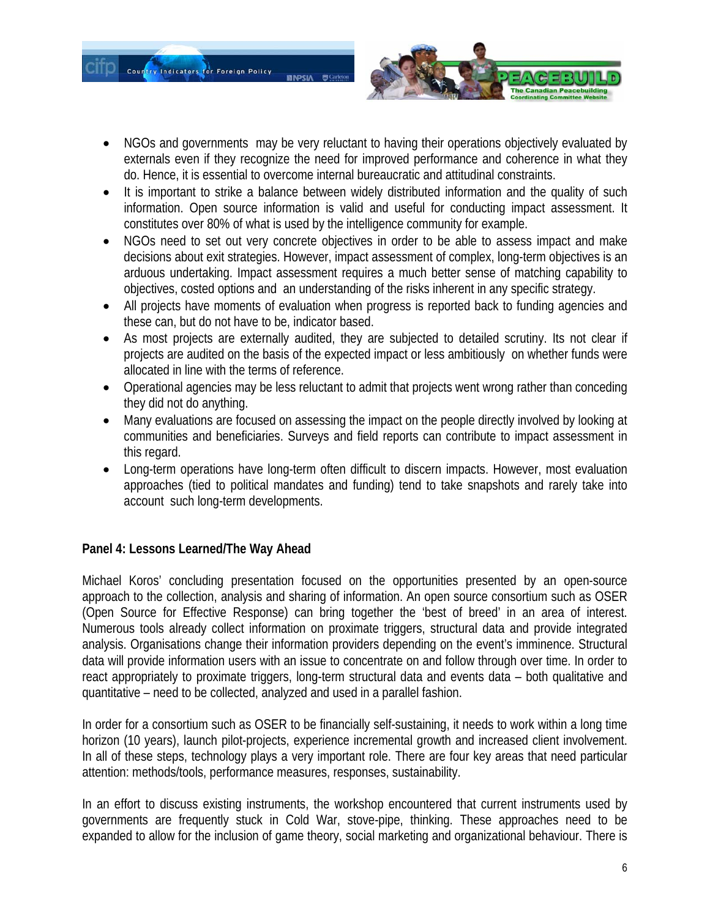- NGOs and governments may be very reluctant to having their operations objectively evaluated by externals even if they recognize the need for improved performance and coherence in what they do. Hence, it is essential to overcome internal bureaucratic and attitudinal constraints.
- It is important to strike a balance between widely distributed information and the quality of such information. Open source information is valid and useful for conducting impact assessment. It constitutes over 80% of what is used by the intelligence community for example.
- NGOs need to set out very concrete objectives in order to be able to assess impact and make decisions about exit strategies. However, impact assessment of complex, long-term objectives is an arduous undertaking. Impact assessment requires a much better sense of matching capability to objectives, costed options and an understanding of the risks inherent in any specific strategy.
- All projects have moments of evaluation when progress is reported back to funding agencies and these can, but do not have to be, indicator based.
- As most projects are externally audited, they are subjected to detailed scrutiny. Its not clear if projects are audited on the basis of the expected impact or less ambitiously on whether funds were allocated in line with the terms of reference.
- Operational agencies may be less reluctant to admit that projects went wrong rather than conceding they did not do anything.
- Many evaluations are focused on assessing the impact on the people directly involved by looking at communities and beneficiaries. Surveys and field reports can contribute to impact assessment in this regard.
- Long-term operations have long-term often difficult to discern impacts. However, most evaluation approaches (tied to political mandates and funding) tend to take snapshots and rarely take into account such long-term developments.

**Panel 4: Lessons Learned/The Way Ahead**

Michael Koros' concluding presentation focused on the opportunities presented by an open-source approach to the collection, analysis and sharing of information. An open source consortium such as OSER (Open Source for Effective Response) can bring together the 'best of breed' in an area of interest. Numerous tools already collect information on proximate triggers, structural data and provide integrated analysis. Organisations change their information providers depending on the event's imminence. Structural data will provide information users with an issue to concentrate on and follow through over time. In order to react appropriately to proximate triggers, long-term structural data and events data – both qualitative and quantitative – need to be collected, analyzed and used in a parallel fashion.

In order for a consortium such as OSER to be financially self-sustaining, it needs to work within a long time horizon (10 years), launch pilot-projects, experience incremental growth and increased client involvement. In all of these steps, technology plays a very important role. There are four key areas that need particular attention: methods/tools, performance measures, responses, sustainability.

In an effort to discuss existing instruments, the workshop encountered that current instruments used by governments are frequently stuck in Cold War, stove-pipe, thinking. These approaches need to be expanded to allow for the inclusion of game theory, social marketing and organizational behaviour. There is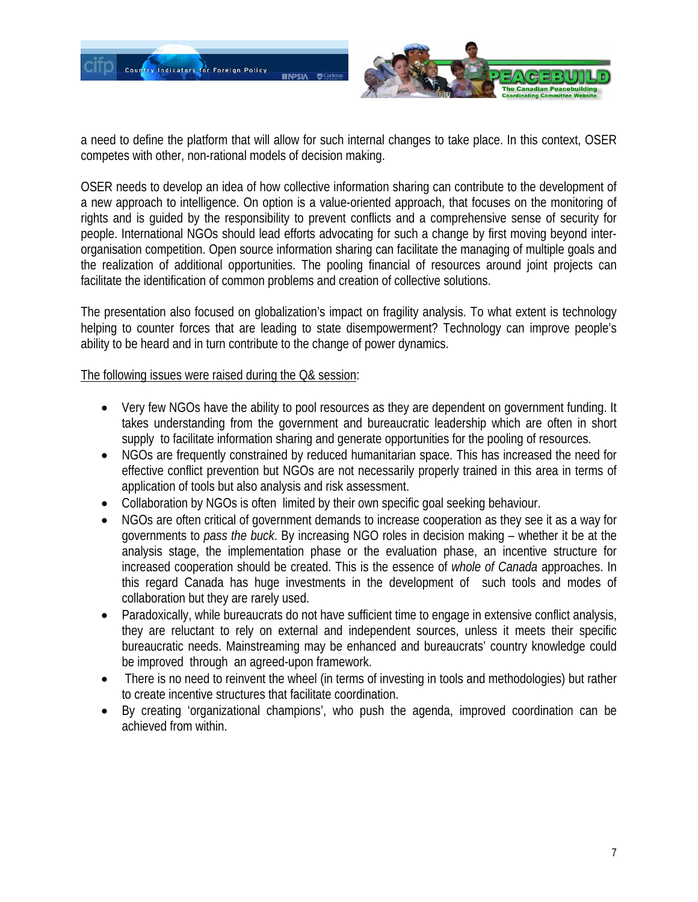a need to define the platform that will allow for such internal changes to take place. In this context, OSER competes with other, non-rational models of decision making.

OSER needs to develop an idea of how collective information sharing can contribute to the development of a new approach to intelligence. On option is a value-oriented approach, that focuses on the monitoring of rights and is guided by the responsibility to prevent conflicts and a comprehensive sense of security for people. International NGOs should lead efforts advocating for such a change by first moving beyond inter-organisation competition. Open source information sharing can facilitate the managing of multiple goals and the realization of additional opportunities. The pooling financial of resources around joint projects can facilitate the identification of common problems and creation of collective solutions.

The presentation also focused on globalization's impact on fragility analysis. To what extent is technology helping to counter forces that are leading to state disempowerment? Technology can improve people's ability to be heard and in turn contribute to the change of power dynamics.

<u>The following issues were raised during the Q& session</u>:

- Very few NGOs have the ability to pool resources as they are dependent on government funding. It takes understanding from the government and bureaucratic leadership which are often in short supply to facilitate information sharing and generate opportunities for the pooling of resources.
- NGOs are frequently constrained by reduced humanitarian space. This has increased the need for effective conflict prevention but NGOs are not necessarily properly trained in this area in terms of application of tools but also analysis and risk assessment.
- Collaboration by NGOs is often limited by their own specific goal seeking behaviour.
- NGOs are often critical of government demands to increase cooperation as they see it as a way for governments to *pass the buck*. By increasing NGO roles in decision making – whether it be at the analysis stage, the implementation phase or the evaluation phase, an incentive structure for increased cooperation should be created. This is the essence of *whole of Canada* approaches. In this regard Canada has huge investments in the development of such tools and modes of collaboration but they are rarely used.
- Paradoxically, while bureaucrats do not have sufficient time to engage in extensive conflict analysis, they are reluctant to rely on external and independent sources, unless it meets their specific bureaucratic needs. Mainstreaming may be enhanced and bureaucrats' country knowledge could be improved through an agreed-upon framework.
- There is no need to reinvent the wheel (in terms of investing in tools and methodologies) but rather to create incentive structures that facilitate coordination.
- By creating 'organizational champions', who push the agenda, improved coordination can be achieved from within.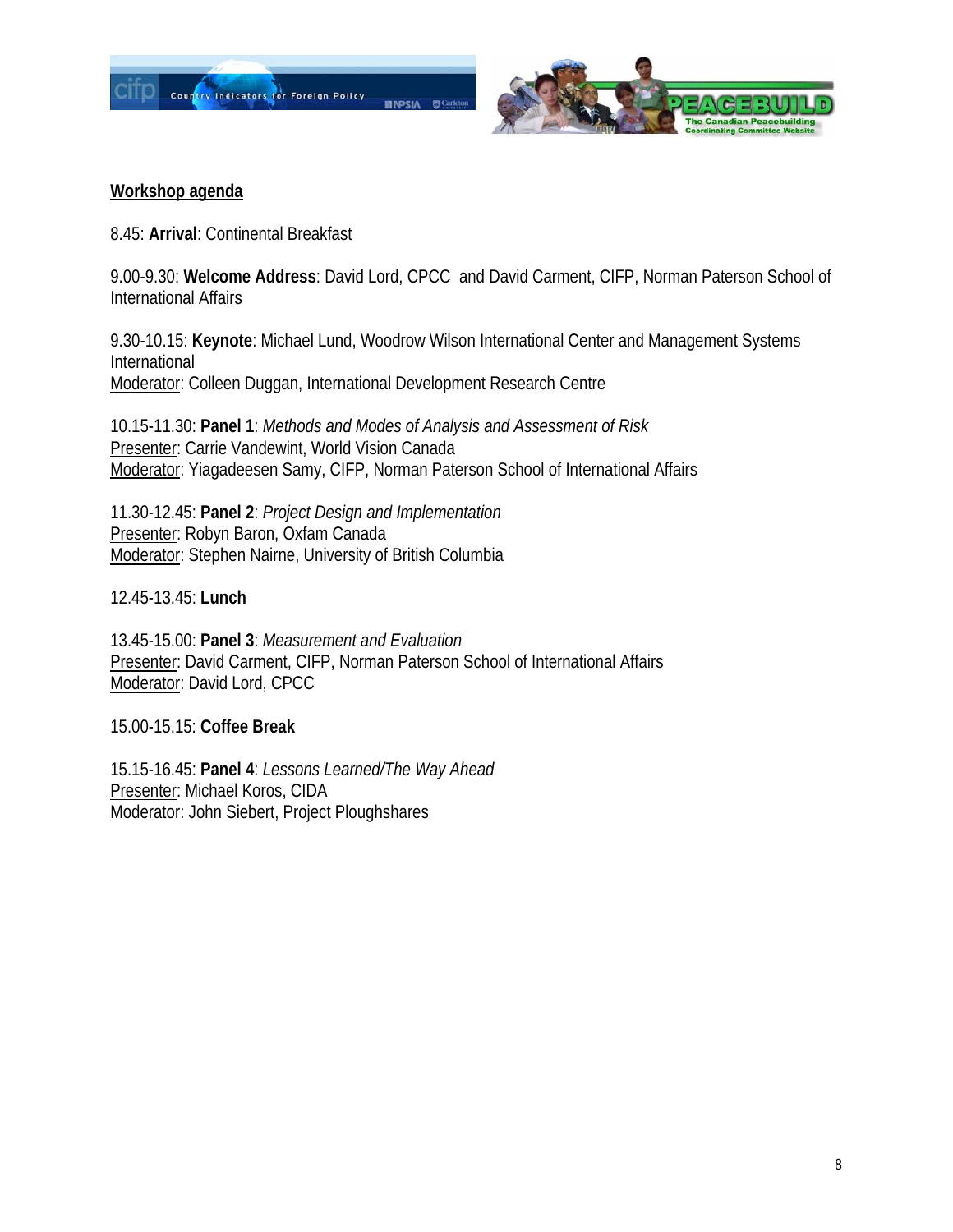**Workshop agenda**

8.45: **Arrival**: Continental Breakfast

9.00-9.30: **Welcome Address**: David Lord, CPCC and David Carment, CIFP, Norman Paterson School of International Affairs

9.30-10.15: **Keynote**: Michael Lund, Woodrow Wilson International Center and Management Systems International
Moderator: Colleen Duggan, International Development Research Centre

10.15-11.30: **Panel 1**: *Methods and Modes of Analysis and Assessment of Risk*
Presenter: Carrie Vandewint, World Vision Canada
Moderator: Yiagadeesen Samy, CIFP, Norman Paterson School of International Affairs

11.30-12.45: **Panel 2**: *Project Design and Implementation*
Presenter: Robyn Baron, Oxfam Canada
Moderator: Stephen Nairne, University of British Columbia

12.45-13.45: **Lunch**

13.45-15.00: **Panel 3**: *Measurement and Evaluation*
Presenter: David Carment, CIFP, Norman Paterson School of International Affairs
Moderator: David Lord, CPCC

15.00-15.15: **Coffee Break**

15.15-16.45: **Panel 4**: *Lessons Learned/The Way Ahead*
Presenter: Michael Koros, CIDA
Moderator: John Siebert, Project Ploughshares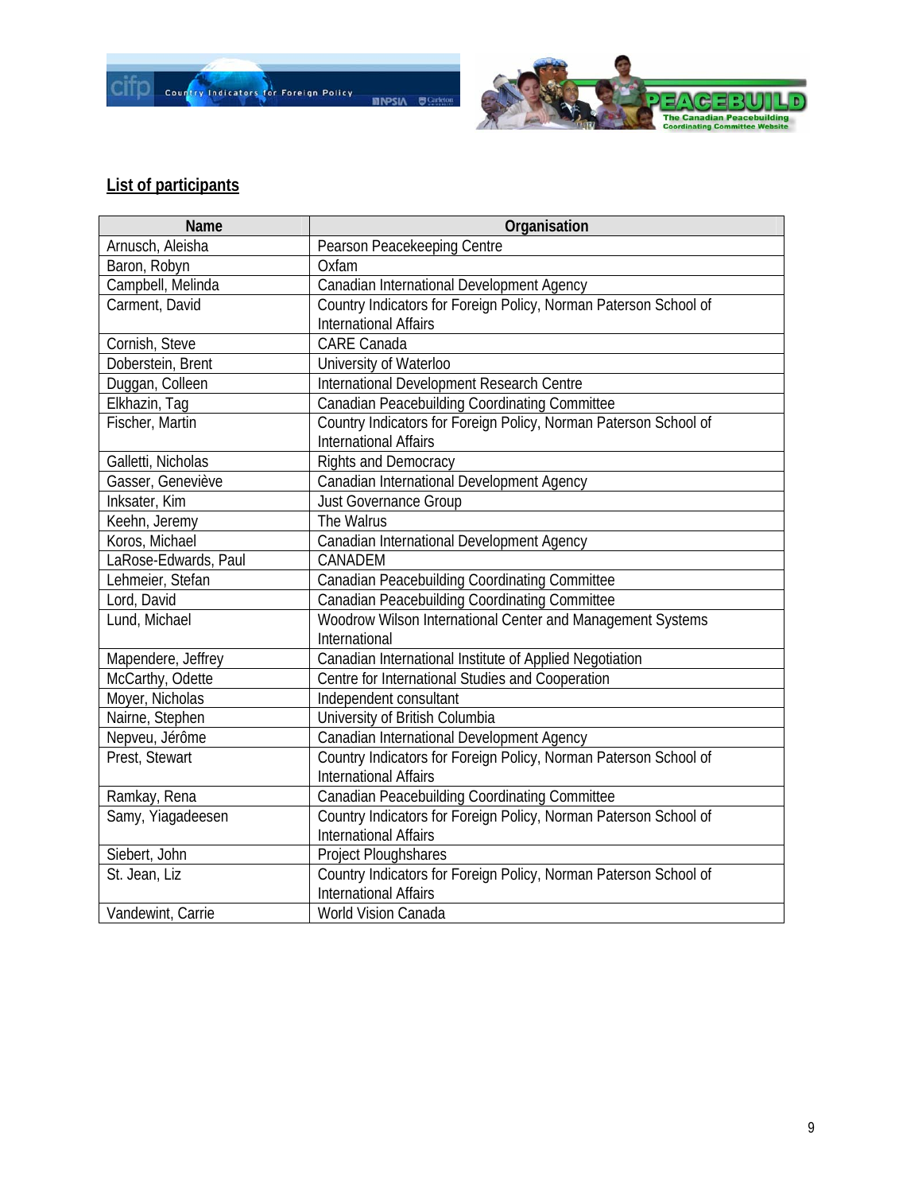## List of participants

| Name | Organisation |
|---|---|
| Arnusch, Aleisha | Pearson Peacekeeping Centre |
| Baron, Robyn | Oxfam |
| Campbell, Melinda | Canadian International Development Agency |
| Carment, David | Country Indicators for Foreign Policy, Norman Paterson School of International Affairs |
| Cornish, Steve | CARE Canada |
| Doberstein, Brent | University of Waterloo |
| Duggan, Colleen | International Development Research Centre |
| Elkhazin, Tag | Canadian Peacebuilding Coordinating Committee |
| Fischer, Martin | Country Indicators for Foreign Policy, Norman Paterson School of International Affairs |
| Galletti, Nicholas | Rights and Democracy |
| Gasser, Geneviève | Canadian International Development Agency |
| Inksater, Kim | Just Governance Group |
| Keehn, Jeremy | The Walrus |
| Koros, Michael | Canadian International Development Agency |
| LaRose-Edwards, Paul | CANADEM |
| Lehmeier, Stefan | Canadian Peacebuilding Coordinating Committee |
| Lord, David | Canadian Peacebuilding Coordinating Committee |
| Lund, Michael | Woodrow Wilson International Center and Management Systems International |
| Mapendere, Jeffrey | Canadian International Institute of Applied Negotiation |
| McCarthy, Odette | Centre for International Studies and Cooperation |
| Moyer, Nicholas | Independent consultant |
| Nairne, Stephen | University of British Columbia |
| Nepveu, Jérôme | Canadian International Development Agency |
| Prest, Stewart | Country Indicators for Foreign Policy, Norman Paterson School of International Affairs |
| Ramkay, Rena | Canadian Peacebuilding Coordinating Committee |
| Samy, Yiagadeesen | Country Indicators for Foreign Policy, Norman Paterson School of International Affairs |
| Siebert, John | Project Ploughshares |
| St. Jean, Liz | Country Indicators for Foreign Policy, Norman Paterson School of International Affairs |
| Vandewint, Carrie | World Vision Canada |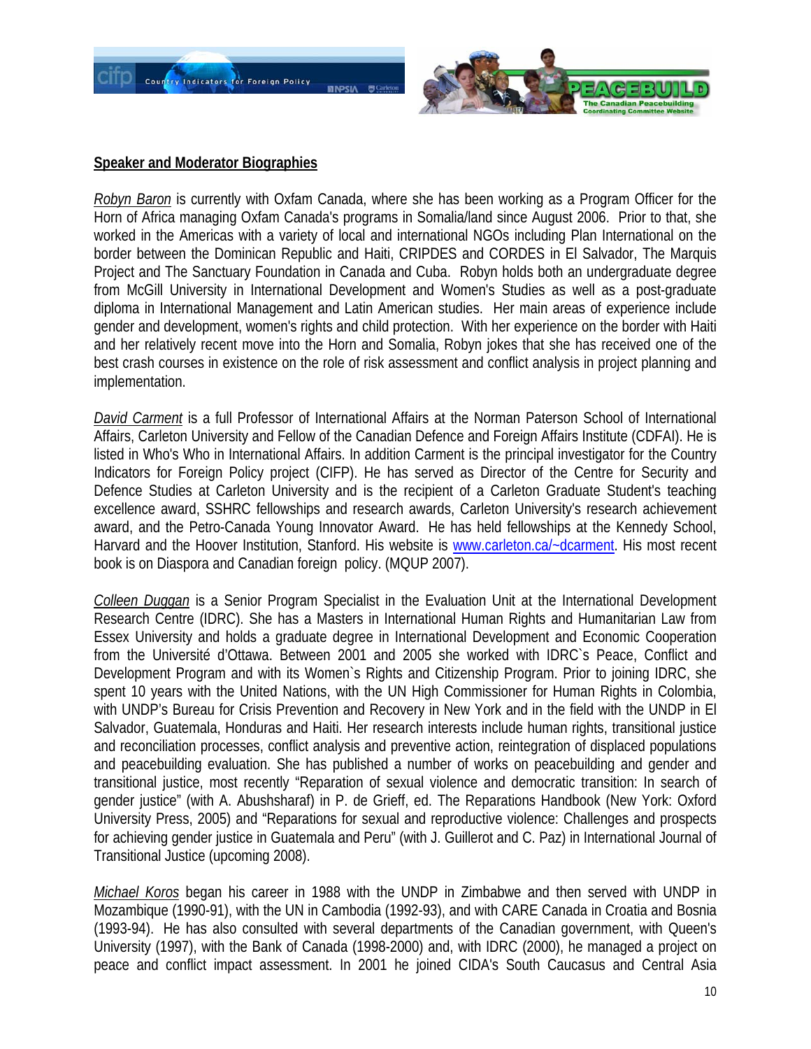## Speaker and Moderator Biographies

*Robyn Baron* is currently with Oxfam Canada, where she has been working as a Program Officer for the Horn of Africa managing Oxfam Canada's programs in Somalia/land since August 2006. Prior to that, she worked in the Americas with a variety of local and international NGOs including Plan International on the border between the Dominican Republic and Haiti, CRIPDES and CORDES in El Salvador, The Marquis Project and The Sanctuary Foundation in Canada and Cuba. Robyn holds both an undergraduate degree from McGill University in International Development and Women's Studies as well as a post-graduate diploma in International Management and Latin American studies. Her main areas of experience include gender and development, women's rights and child protection. With her experience on the border with Haiti and her relatively recent move into the Horn and Somalia, Robyn jokes that she has received one of the best crash courses in existence on the role of risk assessment and conflict analysis in project planning and implementation.

*David Carment* is a full Professor of International Affairs at the Norman Paterson School of International Affairs, Carleton University and Fellow of the Canadian Defence and Foreign Affairs Institute (CDFAI). He is listed in Who's Who in International Affairs. In addition Carment is the principal investigator for the Country Indicators for Foreign Policy project (CIFP). He has served as Director of the Centre for Security and Defence Studies at Carleton University and is the recipient of a Carleton Graduate Student's teaching excellence award, SSHRC fellowships and research awards, Carleton University's research achievement award, and the Petro-Canada Young Innovator Award. He has held fellowships at the Kennedy School, Harvard and the Hoover Institution, Stanford. His website is www.carleton.ca/~dcarment. His most recent book is on Diaspora and Canadian foreign policy. (MQUP 2007).

*Colleen Duggan* is a Senior Program Specialist in the Evaluation Unit at the International Development Research Centre (IDRC). She has a Masters in International Human Rights and Humanitarian Law from Essex University and holds a graduate degree in International Development and Economic Cooperation from the Université d'Ottawa. Between 2001 and 2005 she worked with IDRC`s Peace, Conflict and Development Program and with its Women`s Rights and Citizenship Program. Prior to joining IDRC, she spent 10 years with the United Nations, with the UN High Commissioner for Human Rights in Colombia, with UNDP's Bureau for Crisis Prevention and Recovery in New York and in the field with the UNDP in El Salvador, Guatemala, Honduras and Haiti. Her research interests include human rights, transitional justice and reconciliation processes, conflict analysis and preventive action, reintegration of displaced populations and peacebuilding evaluation. She has published a number of works on peacebuilding and gender and transitional justice, most recently "Reparation of sexual violence and democratic transition: In search of gender justice" (with A. Abushsharaf) in P. de Grieff, ed. The Reparations Handbook (New York: Oxford University Press, 2005) and "Reparations for sexual and reproductive violence: Challenges and prospects for achieving gender justice in Guatemala and Peru" (with J. Guillerot and C. Paz) in International Journal of Transitional Justice (upcoming 2008).

*Michael Koros* began his career in 1988 with the UNDP in Zimbabwe and then served with UNDP in Mozambique (1990-91), with the UN in Cambodia (1992-93), and with CARE Canada in Croatia and Bosnia (1993-94). He has also consulted with several departments of the Canadian government, with Queen's University (1997), with the Bank of Canada (1998-2000) and, with IDRC (2000), he managed a project on peace and conflict impact assessment. In 2001 he joined CIDA's South Caucasus and Central Asia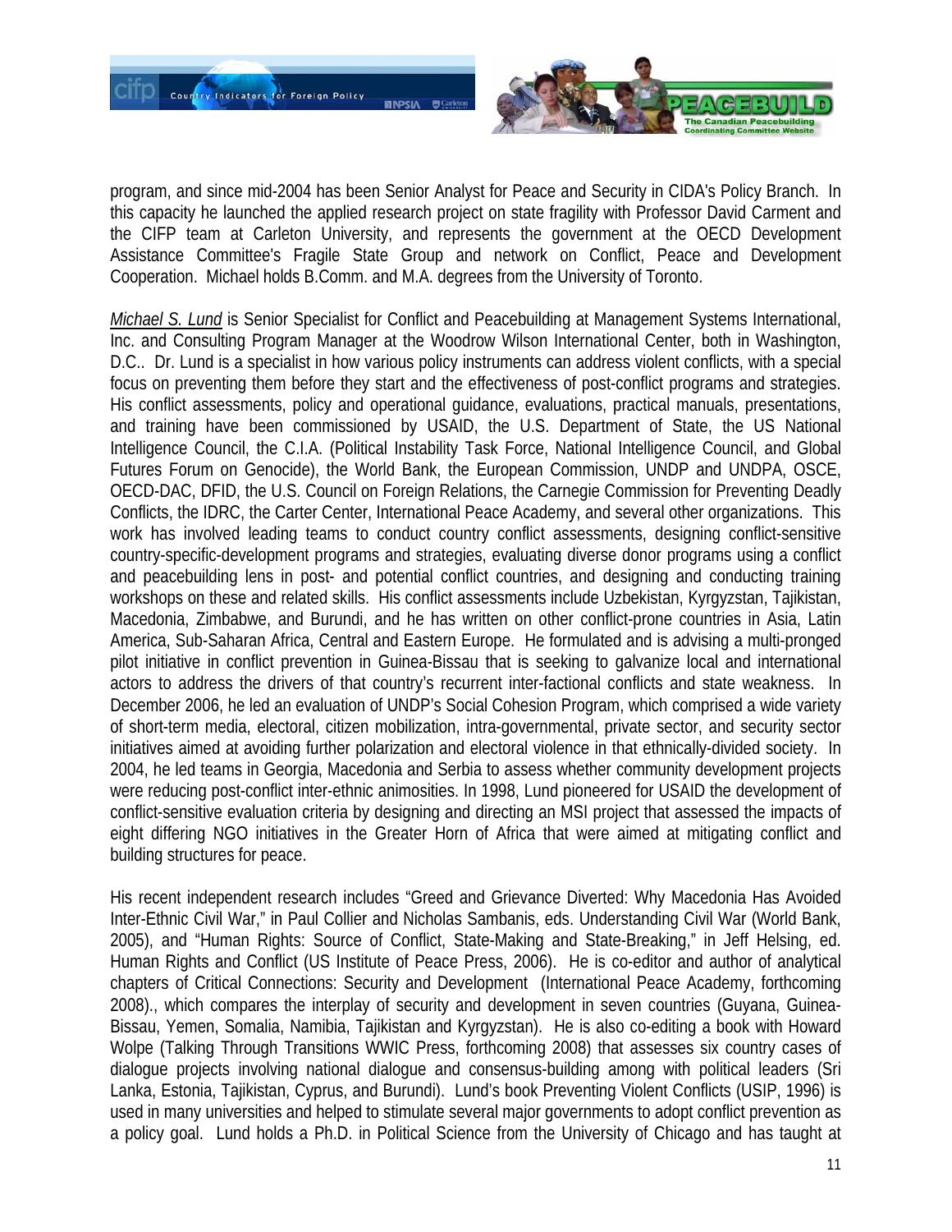program, and since mid-2004 has been Senior Analyst for Peace and Security in CIDA's Policy Branch. In this capacity he launched the applied research project on state fragility with Professor David Carment and the CIFP team at Carleton University, and represents the government at the OECD Development Assistance Committee's Fragile State Group and network on Conflict, Peace and Development Cooperation. Michael holds B.Comm. and M.A. degrees from the University of Toronto.

*Michael S. Lund* is Senior Specialist for Conflict and Peacebuilding at Management Systems International, Inc. and Consulting Program Manager at the Woodrow Wilson International Center, both in Washington, D.C.. Dr. Lund is a specialist in how various policy instruments can address violent conflicts, with a special focus on preventing them before they start and the effectiveness of post-conflict programs and strategies. His conflict assessments, policy and operational guidance, evaluations, practical manuals, presentations, and training have been commissioned by USAID, the U.S. Department of State, the US National Intelligence Council, the C.I.A. (Political Instability Task Force, National Intelligence Council, and Global Futures Forum on Genocide), the World Bank, the European Commission, UNDP and UNDPA, OSCE, OECD-DAC, DFID, the U.S. Council on Foreign Relations, the Carnegie Commission for Preventing Deadly Conflicts, the IDRC, the Carter Center, International Peace Academy, and several other organizations. This work has involved leading teams to conduct country conflict assessments, designing conflict-sensitive country-specific-development programs and strategies, evaluating diverse donor programs using a conflict and peacebuilding lens in post- and potential conflict countries, and designing and conducting training workshops on these and related skills. His conflict assessments include Uzbekistan, Kyrgyzstan, Tajikistan, Macedonia, Zimbabwe, and Burundi, and he has written on other conflict-prone countries in Asia, Latin America, Sub-Saharan Africa, Central and Eastern Europe. He formulated and is advising a multi-pronged pilot initiative in conflict prevention in Guinea-Bissau that is seeking to galvanize local and international actors to address the drivers of that country's recurrent inter-factional conflicts and state weakness. In December 2006, he led an evaluation of UNDP's Social Cohesion Program, which comprised a wide variety of short-term media, electoral, citizen mobilization, intra-governmental, private sector, and security sector initiatives aimed at avoiding further polarization and electoral violence in that ethnically-divided society. In 2004, he led teams in Georgia, Macedonia and Serbia to assess whether community development projects were reducing post-conflict inter-ethnic animosities. In 1998, Lund pioneered for USAID the development of conflict-sensitive evaluation criteria by designing and directing an MSI project that assessed the impacts of eight differing NGO initiatives in the Greater Horn of Africa that were aimed at mitigating conflict and building structures for peace.

His recent independent research includes "Greed and Grievance Diverted: Why Macedonia Has Avoided Inter-Ethnic Civil War," in Paul Collier and Nicholas Sambanis, eds. Understanding Civil War (World Bank, 2005), and "Human Rights: Source of Conflict, State-Making and State-Breaking," in Jeff Helsing, ed. Human Rights and Conflict (US Institute of Peace Press, 2006). He is co-editor and author of analytical chapters of Critical Connections: Security and Development (International Peace Academy, forthcoming 2008)., which compares the interplay of security and development in seven countries (Guyana, Guinea-Bissau, Yemen, Somalia, Namibia, Tajikistan and Kyrgyzstan). He is also co-editing a book with Howard Wolpe (Talking Through Transitions WWIC Press, forthcoming 2008) that assesses six country cases of dialogue projects involving national dialogue and consensus-building among with political leaders (Sri Lanka, Estonia, Tajikistan, Cyprus, and Burundi). Lund's book Preventing Violent Conflicts (USIP, 1996) is used in many universities and helped to stimulate several major governments to adopt conflict prevention as a policy goal. Lund holds a Ph.D. in Political Science from the University of Chicago and has taught at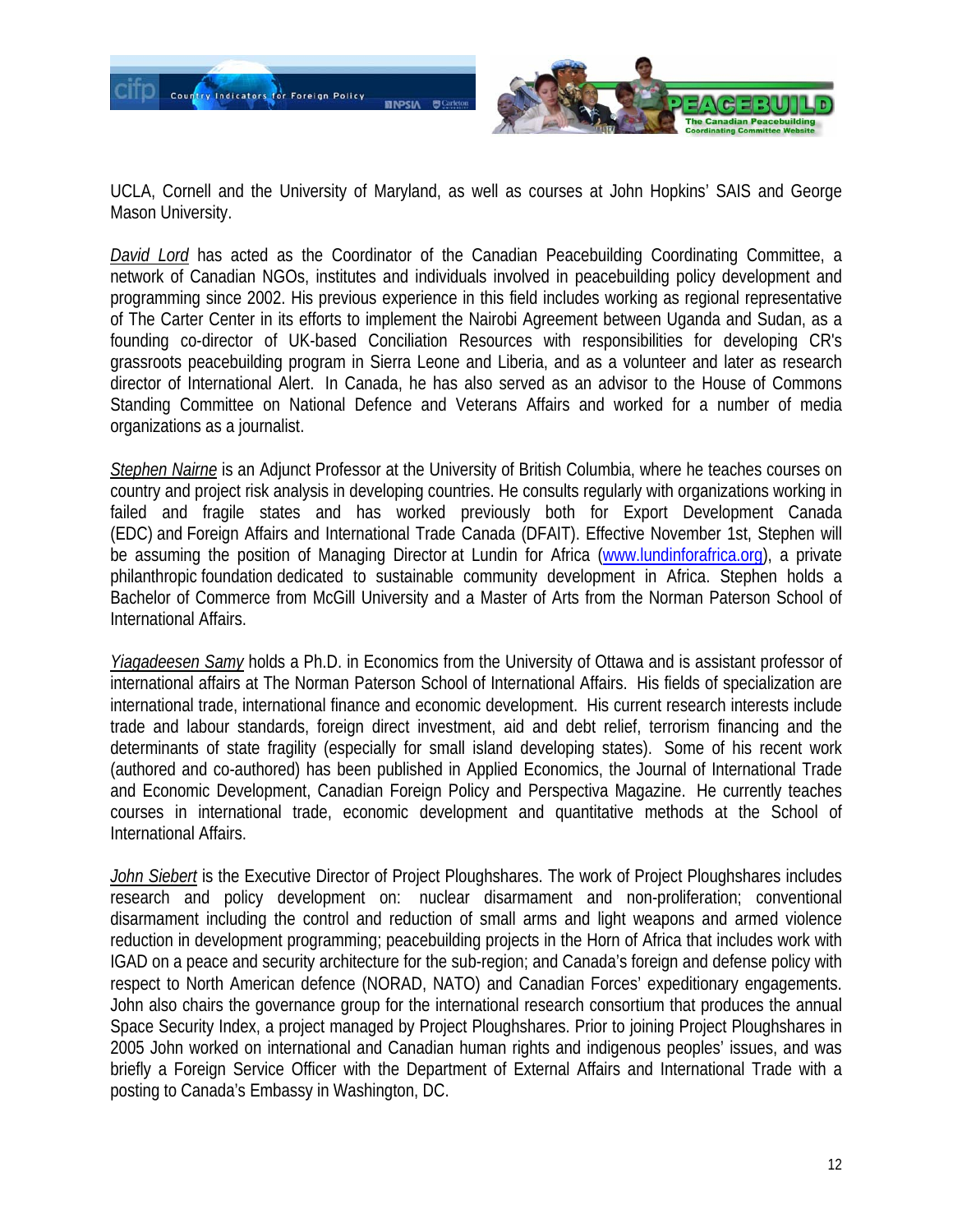UCLA, Cornell and the University of Maryland, as well as courses at John Hopkins' SAIS and George Mason University.

*David Lord* has acted as the Coordinator of the Canadian Peacebuilding Coordinating Committee, a network of Canadian NGOs, institutes and individuals involved in peacebuilding policy development and programming since 2002. His previous experience in this field includes working as regional representative of The Carter Center in its efforts to implement the Nairobi Agreement between Uganda and Sudan, as a founding co-director of UK-based Conciliation Resources with responsibilities for developing CR's grassroots peacebuilding program in Sierra Leone and Liberia, and as a volunteer and later as research director of International Alert. In Canada, he has also served as an advisor to the House of Commons Standing Committee on National Defence and Veterans Affairs and worked for a number of media organizations as a journalist.

*Stephen Nairne* is an Adjunct Professor at the University of British Columbia, where he teaches courses on country and project risk analysis in developing countries. He consults regularly with organizations working in failed and fragile states and has worked previously both for Export Development Canada (EDC) and Foreign Affairs and International Trade Canada (DFAIT). Effective November 1st, Stephen will be assuming the position of Managing Director at Lundin for Africa (www.lundinforafrica.org), a private philanthropic foundation dedicated to sustainable community development in Africa. Stephen holds a Bachelor of Commerce from McGill University and a Master of Arts from the Norman Paterson School of International Affairs.

*Yiagadeesen Samy* holds a Ph.D. in Economics from the University of Ottawa and is assistant professor of international affairs at The Norman Paterson School of International Affairs. His fields of specialization are international trade, international finance and economic development. His current research interests include trade and labour standards, foreign direct investment, aid and debt relief, terrorism financing and the determinants of state fragility (especially for small island developing states). Some of his recent work (authored and co-authored) has been published in Applied Economics, the Journal of International Trade and Economic Development, Canadian Foreign Policy and Perspectiva Magazine. He currently teaches courses in international trade, economic development and quantitative methods at the School of International Affairs.

*John Siebert* is the Executive Director of Project Ploughshares. The work of Project Ploughshares includes research and policy development on: nuclear disarmament and non-proliferation; conventional disarmament including the control and reduction of small arms and light weapons and armed violence reduction in development programming; peacebuilding projects in the Horn of Africa that includes work with IGAD on a peace and security architecture for the sub-region; and Canada's foreign and defense policy with respect to North American defence (NORAD, NATO) and Canadian Forces' expeditionary engagements. John also chairs the governance group for the international research consortium that produces the annual Space Security Index, a project managed by Project Ploughshares. Prior to joining Project Ploughshares in 2005 John worked on international and Canadian human rights and indigenous peoples' issues, and was briefly a Foreign Service Officer with the Department of External Affairs and International Trade with a posting to Canada's Embassy in Washington, DC.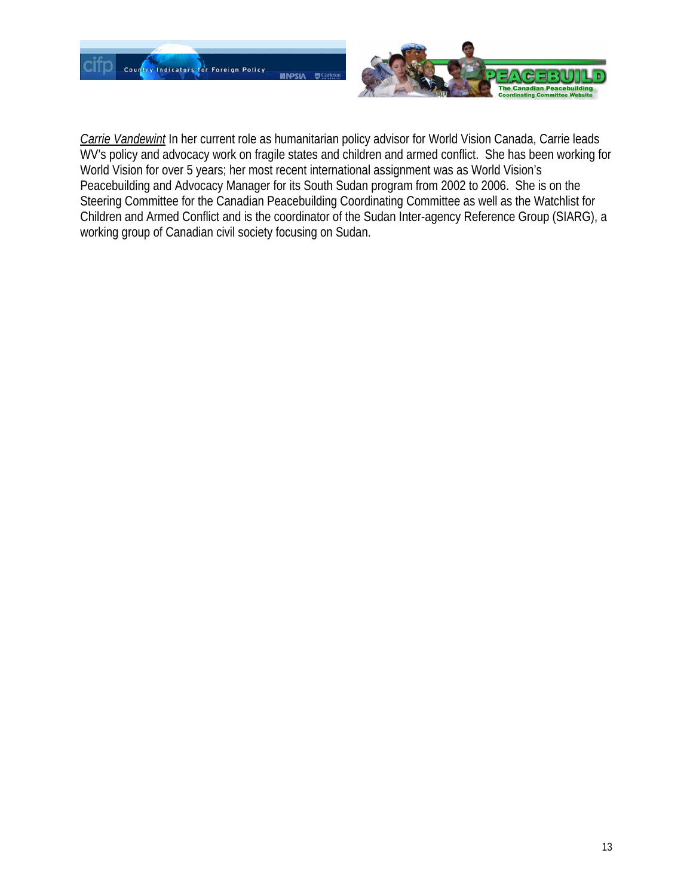*Carrie Vandewint* In her current role as humanitarian policy advisor for World Vision Canada, Carrie leads WV's policy and advocacy work on fragile states and children and armed conflict. She has been working for World Vision for over 5 years; her most recent international assignment was as World Vision's Peacebuilding and Advocacy Manager for its South Sudan program from 2002 to 2006. She is on the Steering Committee for the Canadian Peacebuilding Coordinating Committee as well as the Watchlist for Children and Armed Conflict and is the coordinator of the Sudan Inter-agency Reference Group (SIARG), a working group of Canadian civil society focusing on Sudan.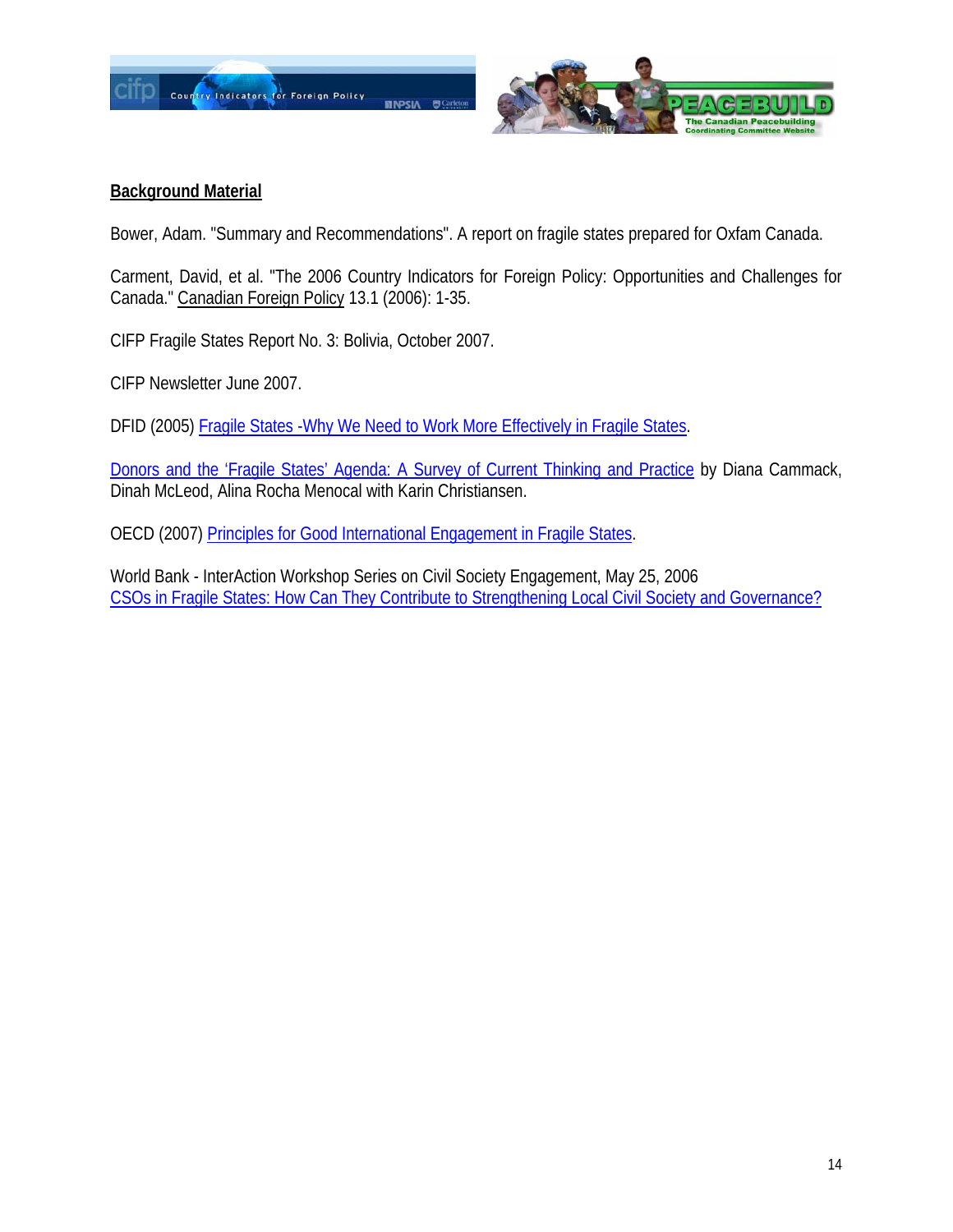**Background Material**

Bower, Adam. "Summary and Recommendations". A report on fragile states prepared for Oxfam Canada.

Carment, David, et al. "The 2006 Country Indicators for Foreign Policy: Opportunities and Challenges for Canada." Canadian Foreign Policy 13.1 (2006): 1-35.

CIFP Fragile States Report No. 3: Bolivia, October 2007.

CIFP Newsletter June 2007.

DFID (2005) Fragile States -Why We Need to Work More Effectively in Fragile States.

Donors and the 'Fragile States' Agenda: A Survey of Current Thinking and Practice by Diana Cammack, Dinah McLeod, Alina Rocha Menocal with Karin Christiansen.

OECD (2007) Principles for Good International Engagement in Fragile States.

World Bank - InterAction Workshop Series on Civil Society Engagement, May 25, 2006
CSOs in Fragile States: How Can They Contribute to Strengthening Local Civil Society and Governance?